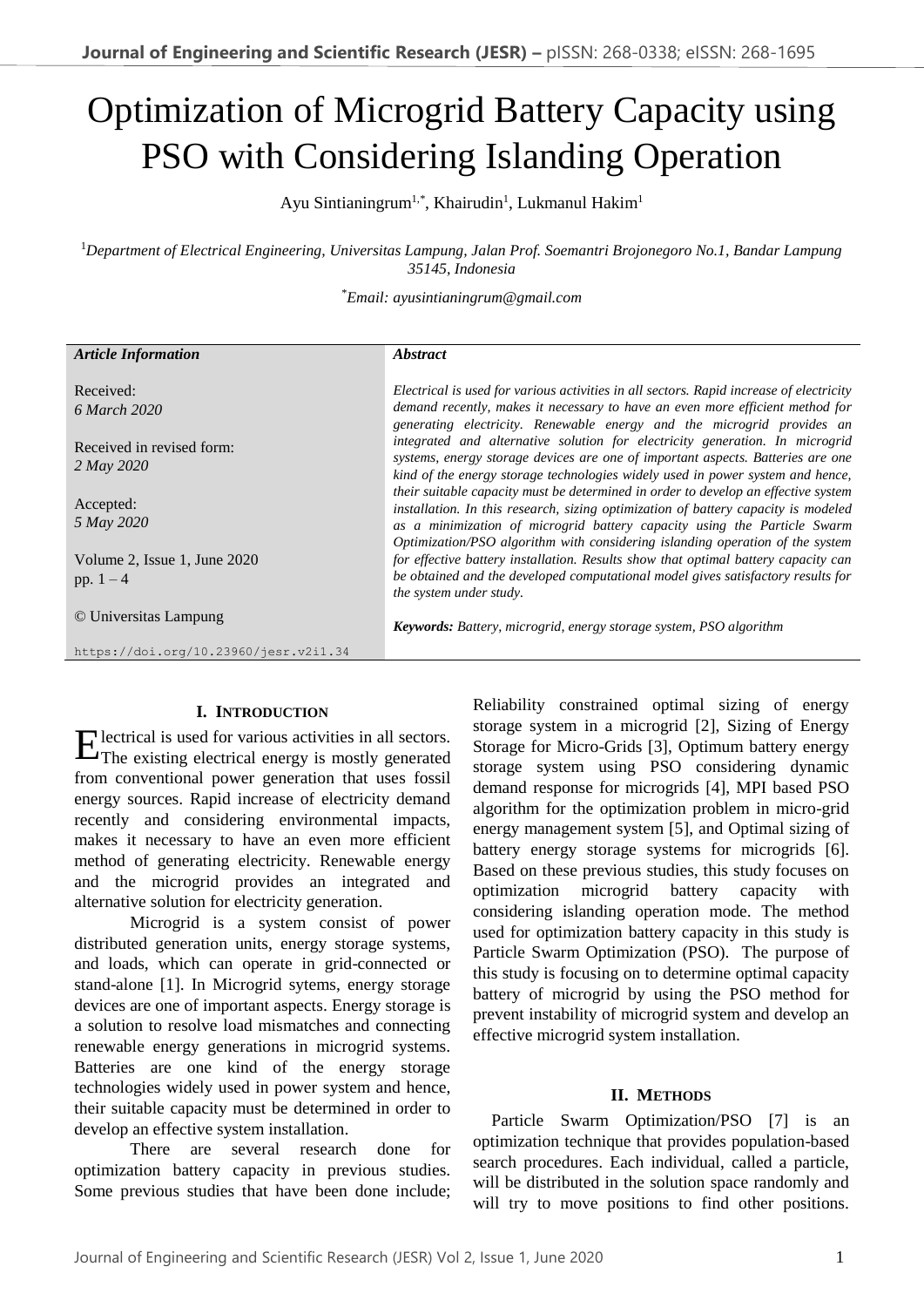# Optimization of Microgrid Battery Capacity using PSO with Considering Islanding Operation

Ayu Sintianingrum[1,*], Khairudin[1], Lukmanul Hakim[1]

[1]*Department of Electrical Engineering, Universitas Lampung, Jalan Prof. Soemantri Brojonegoro No.1, Bandar Lampung 35145, Indonesia*

[*]*Email: ayusintianingrum@gmail.com*

| *Article Information* | *Abstract* |
|---|---|
| Received: *6 March 2020*<br><br>Received in revised form: *2 May 2020*<br><br>Accepted: *5 May 2020*<br><br>Volume 2, Issue 1, June 2020 pp. 1 – 4<br><br>© Universitas Lampung<br><br>https://doi.org/10.23960/jesr.v2i1.34 | *Electrical is used for various activities in all sectors. Rapid increase of electricity demand recently, makes it necessary to have an even more efficient method for generating electricity. Renewable energy and the microgrid provides an integrated and alternative solution for electricity generation. In microgrid systems, energy storage devices are one of important aspects. Batteries are one kind of the energy storage technologies widely used in power system and hence, their suitable capacity must be determined in order to develop an effective system installation. In this research, sizing optimization of battery capacity is modeled as a minimization of microgrid battery capacity using the Particle Swarm Optimization/PSO algorithm with considering islanding operation of the system for effective battery installation. Results show that optimal battery capacity can be obtained and the developed computational model gives satisfactory results for the system under study.*<br><br>***Keywords:*** *Battery, microgrid, energy storage system, PSO algorithm* |

## I. Introduction

Electrical is used for various activities in all sectors. The existing electrical energy is mostly generated from conventional power generation that uses fossil energy sources. Rapid increase of electricity demand recently and considering environmental impacts, makes it necessary to have an even more efficient method of generating electricity. Renewable energy and the microgrid provides an integrated and alternative solution for electricity generation.

Microgrid is a system consist of power distributed generation units, energy storage systems, and loads, which can operate in grid-connected or stand-alone [1]. In Microgrid sytems, energy storage devices are one of important aspects. Energy storage is a solution to resolve load mismatches and connecting renewable energy generations in microgrid systems. Batteries are one kind of the energy storage technologies widely used in power system and hence, their suitable capacity must be determined in order to develop an effective system installation.

There are several research done for optimization battery capacity in previous studies. Some previous studies that have been done include; Reliability constrained optimal sizing of energy storage system in a microgrid [2], Sizing of Energy Storage for Micro-Grids [3], Optimum battery energy storage system using PSO considering dynamic demand response for microgrids [4], MPI based PSO algorithm for the optimization problem in micro-grid energy management system [5], and Optimal sizing of battery energy storage systems for microgrids [6]. Based on these previous studies, this study focuses on optimization microgrid battery capacity with considering islanding operation mode. The method used for optimization battery capacity in this study is Particle Swarm Optimization (PSO). The purpose of this study is focusing on to determine optimal capacity battery of microgrid by using the PSO method for prevent instability of microgrid system and develop an effective microgrid system installation.

## II. Methods

Particle Swarm Optimization/PSO [7] is an optimization technique that provides population-based search procedures. Each individual, called a particle, will be distributed in the solution space randomly and will try to move positions to find other positions.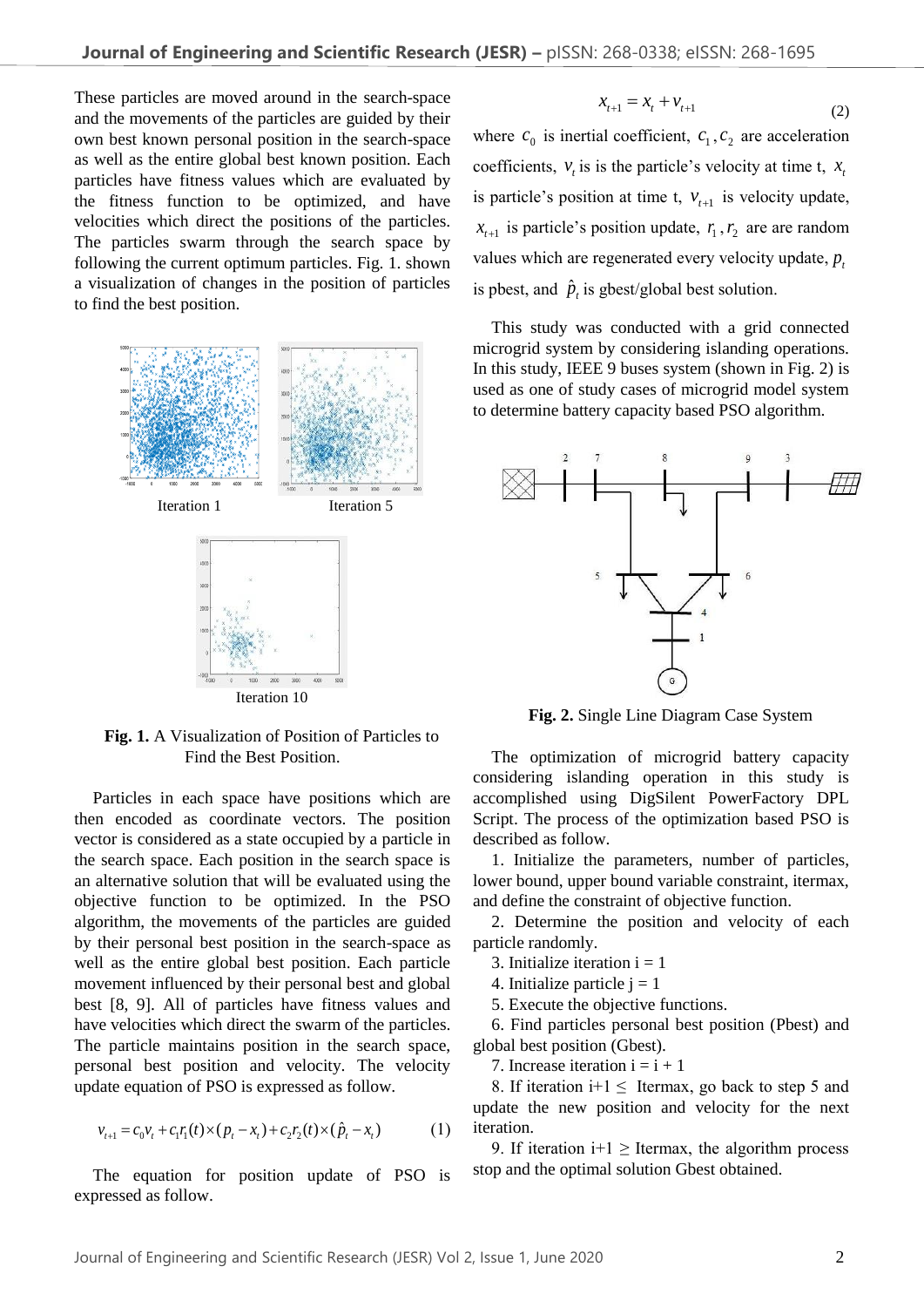These particles are moved around in the search-space and the movements of the particles are guided by their own best known personal position in the search-space as well as the entire global best known position. Each particles have fitness values which are evaluated by the fitness function to be optimized, and have velocities which direct the positions of the particles. The particles swarm through the search space by following the current optimum particles. Fig. 1. shown a visualization of changes in the position of particles to find the best position.

Iteration 1 Iteration 5

Iteration 10

**Fig. 1.** A Visualization of Position of Particles to Find the Best Position.

Particles in each space have positions which are then encoded as coordinate vectors. The position vector is considered as a state occupied by a particle in the search space. Each position in the search space is an alternative solution that will be evaluated using the objective function to be optimized. In the PSO algorithm, the movements of the particles are guided by their personal best position in the search-space as well as the entire global best position. Each particle movement influenced by their personal best and global best [8, 9]. All of particles have fitness values and have velocities which direct the swarm of the particles. The particle maintains position in the search space, personal best position and velocity. The velocity update equation of PSO is expressed as follow.

$$v_{t+1} = c_0 v_t + c_1 r_1(t) \times (p_t - x_t) + c_2 r_2(t) \times (\hat{p}_t - x_t) \quad (1)$$

The equation for position update of PSO is expressed as follow.

$$x_{t+1} = x_t + v_{t+1} \quad (2)$$

where $c_0$ is inertial coefficient, $c_1, c_2$ are acceleration coefficients, $v_t$ is the particle's velocity at time t, $x_t$ is particle's position at time t, $v_{t+1}$ is velocity update, $x_{t+1}$ is particle's position update, $r_1, r_2$ are are random values which are regenerated every velocity update, $p_t$ is pbest, and $\hat{p}_t$ is gbest/global best solution.

This study was conducted with a grid connected microgrid system by considering islanding operations. In this study, IEEE 9 buses system (shown in Fig. 2) is used as one of study cases of microgrid model system to determine battery capacity based PSO algorithm.

**Fig. 2.** Single Line Diagram Case System

The optimization of microgrid battery capacity considering islanding operation in this study is accomplished using DigSilent PowerFactory DPL Script. The process of the optimization based PSO is described as follow.

1. Initialize the parameters, number of particles, lower bound, upper bound variable constraint, itermax, and define the constraint of objective function.
2. Determine the position and velocity of each particle randomly.
3. Initialize iteration i = 1
4. Initialize particle j = 1
5. Execute the objective functions.
6. Find particles personal best position (Pbest) and global best position (Gbest).
7. Increase iteration i = i + 1
8. If iteration i+1 $\leq$ Itermax, go back to step 5 and update the new position and velocity for the next iteration.
9. If iteration i+1 $\geq$ Itermax, the algorithm process stop and the optimal solution Gbest obtained.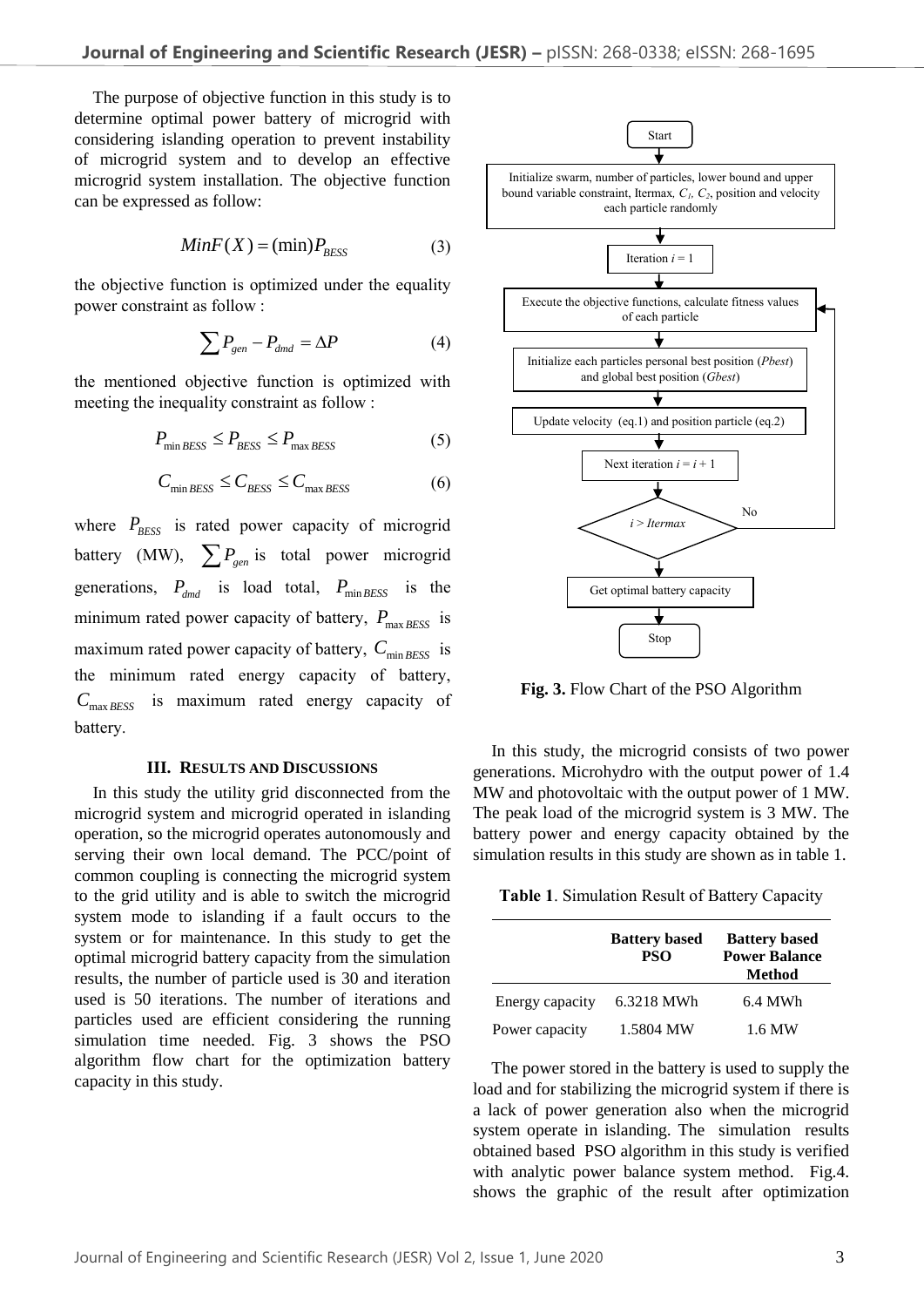The purpose of objective function in this study is to determine optimal power battery of microgrid with considering islanding operation to prevent instability of microgrid system and to develop an effective microgrid system installation. The objective function can be expressed as follow:

$$MinF(X) = (\min)P_{BESS} \tag{3}$$

the objective function is optimized under the equality power constraint as follow :

$$\sum P_{gen} - P_{dmd} = \Delta P \tag{4}$$

the mentioned objective function is optimized with meeting the inequality constraint as follow :

$$P_{\min BESS} \leq P_{BESS} \leq P_{\max BESS} \tag{5}$$

$$C_{\min BESS} \leq C_{BESS} \leq C_{\max BESS} \tag{6}$$

where $P_{BESS}$ is rated power capacity of microgrid battery (MW), $\sum P_{gen}$ is total power microgrid generations, $P_{dmd}$ is load total, $P_{\min BESS}$ is the minimum rated power capacity of battery, $P_{\max BESS}$ is maximum rated power capacity of battery, $C_{\min BESS}$ is the minimum rated energy capacity of battery, $C_{\max BESS}$ is maximum rated energy capacity of battery.

## III. Results and Discussions

In this study the utility grid disconnected from the microgrid system and microgrid operated in islanding operation, so the microgrid operates autonomously and serving their own local demand. The PCC/point of common coupling is connecting the microgrid system to the grid utility and is able to switch the microgrid system mode to islanding if a fault occurs to the system or for maintenance. In this study to get the optimal microgrid battery capacity from the simulation results, the number of particle used is 30 and iteration used is 50 iterations. The number of iterations and particles used are efficient considering the running simulation time needed. Fig. 3 shows the PSO algorithm flow chart for the optimization battery capacity in this study.

Start → Initialize swarm, number of particles, lower bound and upper bound variable constraint, Itermax, $C_1$, $C_2$, position and velocity each particle randomly → Iteration $i = 1$ → Execute the objective functions, calculate fitness values of each particle → Initialize each particles personal best position (*Pbest*) and global best position (*Gbest*) → Update velocity (eq.1) and position particle (eq.2) → Next iteration $i = i + 1$ → $i > Itermax$ (No: return to execute objective functions) → Get optimal battery capacity → Stop

**Fig. 3.** Flow Chart of the PSO Algorithm

In this study, the microgrid consists of two power generations. Microhydro with the output power of 1.4 MW and photovoltaic with the output power of 1 MW. The peak load of the microgrid system is 3 MW. The battery power and energy capacity obtained by the simulation results in this study are shown as in table 1.

**Table 1**. Simulation Result of Battery Capacity

| | Battery based PSO | Battery based Power Balance Method |
|---|---|---|
| Energy capacity | 6.3218 MWh | 6.4 MWh |
| Power capacity | 1.5804 MW | 1.6 MW |

The power stored in the battery is used to supply the load and for stabilizing the microgrid system if there is a lack of power generation also when the microgrid system operate in islanding. The simulation results obtained based PSO algorithm in this study is verified with analytic power balance system method. Fig.4. shows the graphic of the result after optimization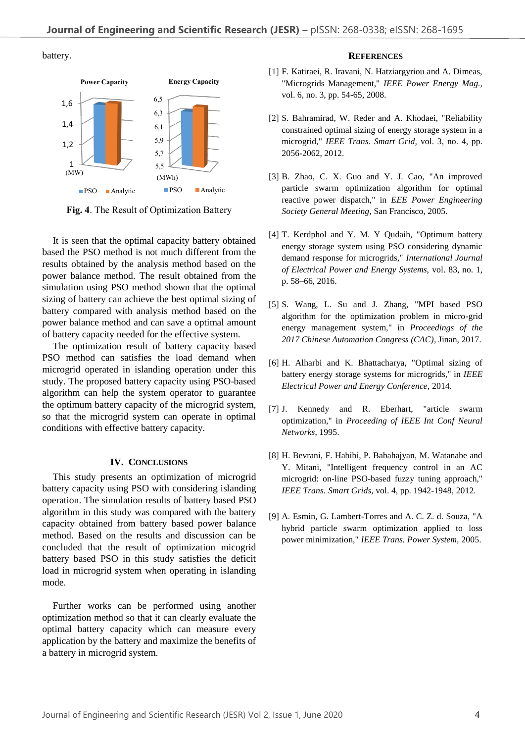battery.

Power Capacity

1,6
1,4
1,2
1
(MW)

PSO Analytic

Energy Capacity

6,5
6,3
6,1
5,9
5,7
5,5
(MWh)

PSO Analytic

**Fig. 4**. The Result of Optimization Battery

It is seen that the optimal capacity battery obtained based the PSO method is not much different from the results obtained by the analysis method based on the power balance method. The result obtained from the simulation using PSO method shown that the optimal sizing of battery can achieve the best optimal sizing of battery compared with analysis method based on the power balance method and can save a optimal amount of battery capacity needed for the effective system.

The optimization result of battery capacity based PSO method can satisfies the load demand when microgrid operated in islanding operation under this study. The proposed battery capacity using PSO-based algorithm can help the system operator to guarantee the optimum battery capacity of the microgrid system, so that the microgrid system can operate in optimal conditions with effective battery capacity.

## IV. Conclusions

This study presents an optimization of microgrid battery capacity using PSO with considering islanding operation. The simulation results of battery based PSO algorithm in this study was compared with the battery capacity obtained from battery based power balance method. Based on the results and discussion can be concluded that the result of optimization micogrid battery based PSO in this study satisfies the deficit load in microgrid system when operating in islanding mode.

Further works can be performed using another optimization method so that it can clearly evaluate the optimal battery capacity which can measure every application by the battery and maximize the benefits of a battery in microgrid system.

## References

[1] F. Katiraei, R. Iravani, N. Hatziargyriou and A. Dimeas, "Microgrids Management," *IEEE Power Energy Mag.*, vol. 6, no. 3, pp. 54-65, 2008.

[2] S. Bahramirad, W. Reder and A. Khodaei, "Reliability constrained optimal sizing of energy storage system in a microgrid," *IEEE Trans. Smart Grid*, vol. 3, no. 4, pp. 2056-2062, 2012.

[3] B. Zhao, C. X. Guo and Y. J. Cao, "An improved particle swarm optimization algorithm for optimal reactive power dispatch," in *EEE Power Engineering Society General Meeting*, San Francisco, 2005.

[4] T. Kerdphol and Y. M. Y Qudaih, "Optimum battery energy storage system using PSO considering dynamic demand response for microgrids," *International Journal of Electrical Power and Energy Systems,* vol. 83, no. 1, p. 58–66, 2016.

[5] S. Wang, L. Su and J. Zhang, "MPI based PSO algorithm for the optimization problem in micro-grid energy management system," in *Proceedings of the 2017 Chinese Automation Congress (CAC)*, Jinan, 2017.

[6] H. Alharbi and K. Bhattacharya, "Optimal sizing of battery energy storage systems for microgrids," in *IEEE Electrical Power and Energy Conference*, 2014.

[7] J. Kennedy and R. Eberhart, "article swarm optimization," in *Proceeding of IEEE Int Conf Neural Networks*, 1995.

[8] H. Bevrani, F. Habibi, P. Babahajyan, M. Watanabe and Y. Mitani, "Intelligent frequency control in an AC microgrid: on-line PSO-based fuzzy tuning approach," *IEEE Trans. Smart Grids,* vol. 4, pp. 1942-1948, 2012.

[9] A. Esmin, G. Lambert-Torres and A. C. Z. d. Souza, "A hybrid particle swarm optimization applied to loss power minimization," *IEEE Trans. Power System*, 2005.